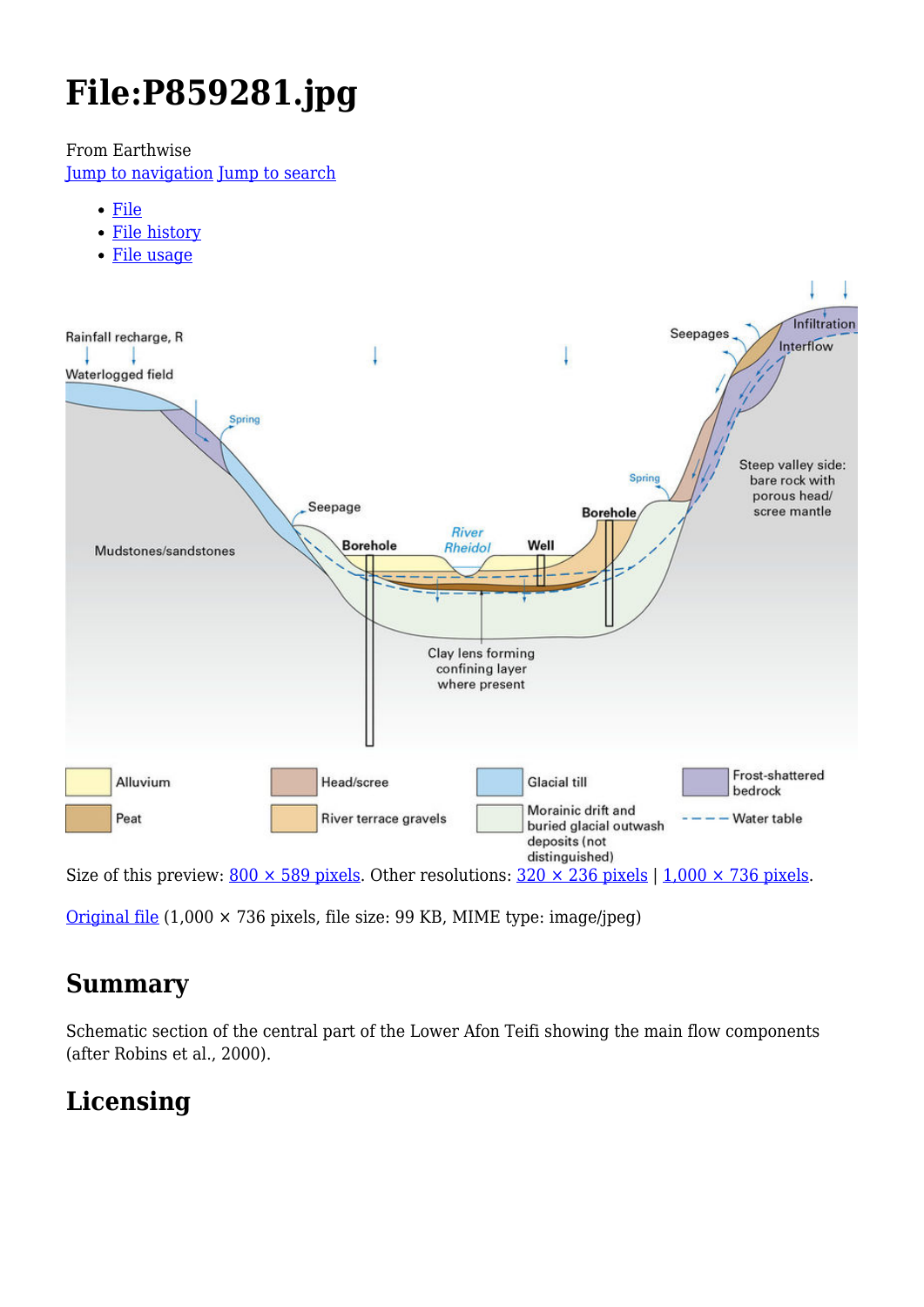# File:P859281.jpg

From Earthwise

[Jump to navigation](#) [Jump to search](#)

- [File](#)
- [File history](#)
- [File usage](#)

Size of this preview: [800 × 589 pixels](#). Other resolutions: [320 × 236 pixels](#) | [1,000 × 736 pixels](#).

[Original file](#) (1,000 × 736 pixels, file size: 99 KB, MIME type: image/jpeg)

## Summary

Schematic section of the central part of the Lower Afon Teifi showing the main flow components (after Robins et al., 2000).

## Licensing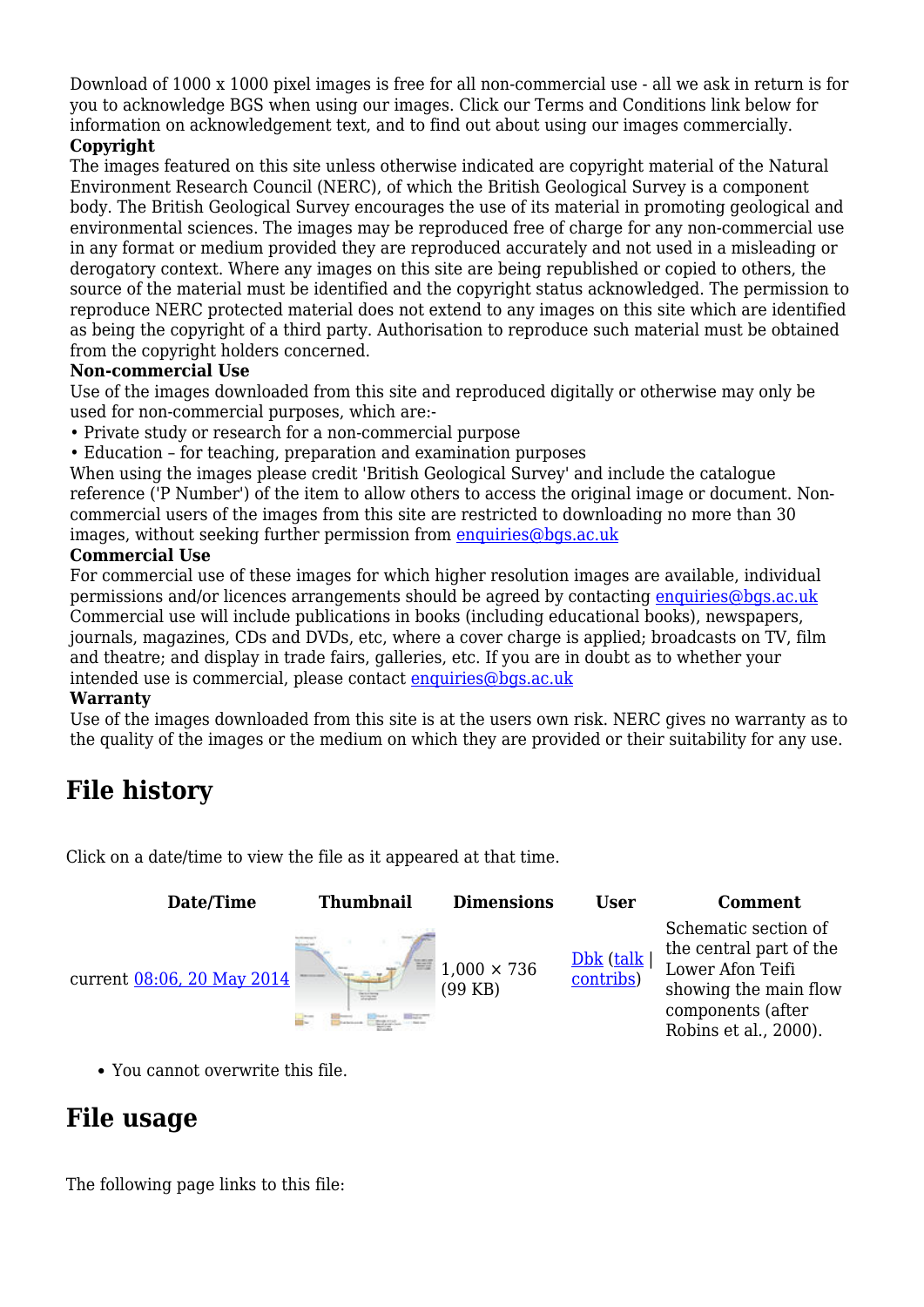Download of 1000 x 1000 pixel images is free for all non-commercial use - all we ask in return is for you to acknowledge BGS when using our images. Click our Terms and Conditions link below for information on acknowledgement text, and to find out about using our images commercially.

**Copyright**

The images featured on this site unless otherwise indicated are copyright material of the Natural Environment Research Council (NERC), of which the British Geological Survey is a component body. The British Geological Survey encourages the use of its material in promoting geological and environmental sciences. The images may be reproduced free of charge for any non-commercial use in any format or medium provided they are reproduced accurately and not used in a misleading or derogatory context. Where any images on this site are being republished or copied to others, the source of the material must be identified and the copyright status acknowledged. The permission to reproduce NERC protected material does not extend to any images on this site which are identified as being the copyright of a third party. Authorisation to reproduce such material must be obtained from the copyright holders concerned.

**Non-commercial Use**

Use of the images downloaded from this site and reproduced digitally or otherwise may only be used for non-commercial purposes, which are:-

• Private study or research for a non-commercial purpose

• Education – for teaching, preparation and examination purposes

When using the images please credit 'British Geological Survey' and include the catalogue reference ('P Number') of the item to allow others to access the original image or document. Non-commercial users of the images from this site are restricted to downloading no more than 30 images, without seeking further permission from enquiries@bgs.ac.uk

**Commercial Use**

For commercial use of these images for which higher resolution images are available, individual permissions and/or licences arrangements should be agreed by contacting enquiries@bgs.ac.uk Commercial use will include publications in books (including educational books), newspapers, journals, magazines, CDs and DVDs, etc, where a cover charge is applied; broadcasts on TV, film and theatre; and display in trade fairs, galleries, etc. If you are in doubt as to whether your intended use is commercial, please contact enquiries@bgs.ac.uk

**Warranty**

Use of the images downloaded from this site is at the users own risk. NERC gives no warranty as to the quality of the images or the medium on which they are provided or their suitability for any use.

## File history

Click on a date/time to view the file as it appeared at that time.

| | Date/Time | Thumbnail | Dimensions | User | Comment |
|---|---|---|---|---|---|
| current | 08:06, 20 May 2014 | | 1,000 × 736 (99 KB) | Dbk (talk \| contribs) | Schematic section of the central part of the Lower Afon Teifi showing the main flow components (after Robins et al., 2000). |

- You cannot overwrite this file.

## File usage

The following page links to this file: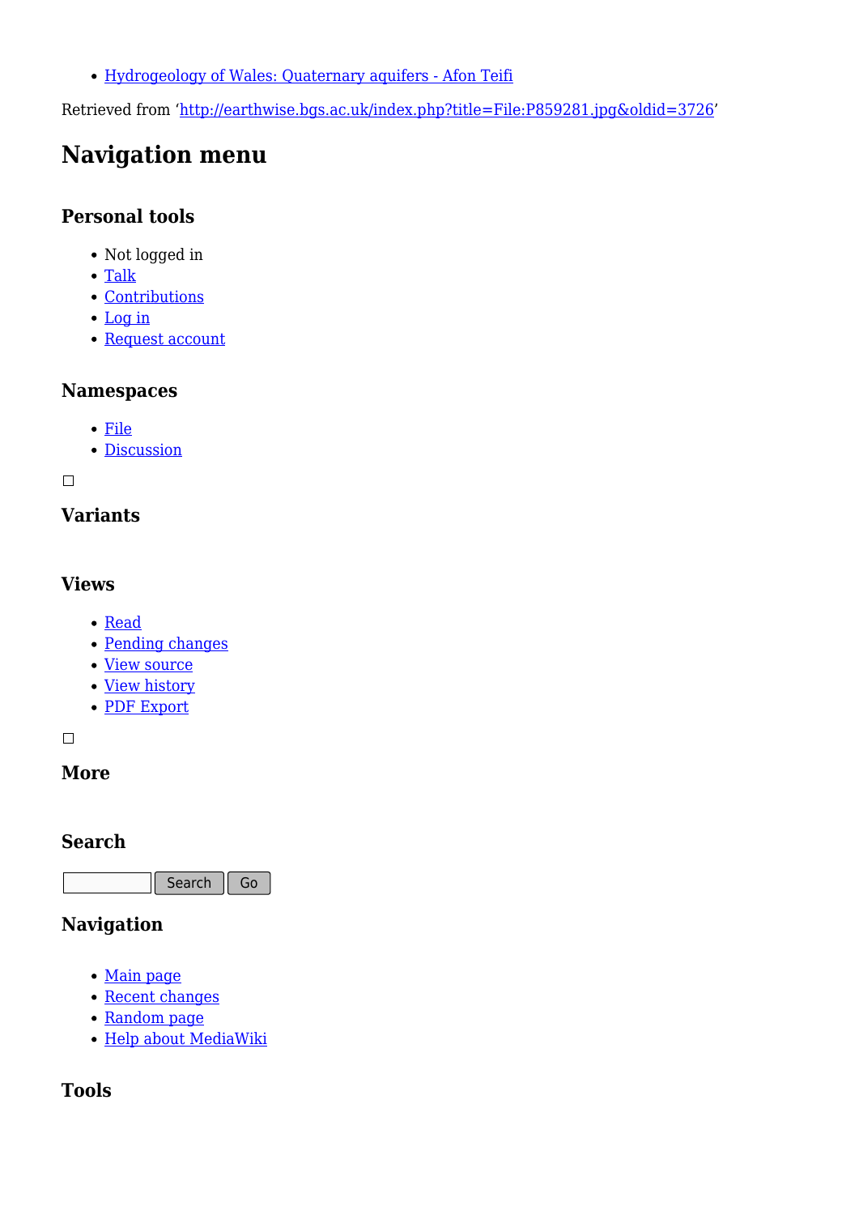- Hydrogeology of Wales: Quaternary aquifers - Afon Teifi

Retrieved from 'http://earthwise.bgs.ac.uk/index.php?title=File:P859281.jpg&oldid=3726'

# Navigation menu

## Personal tools

- Not logged in
- Talk
- Contributions
- Log in
- Request account

## Namespaces

- File
- Discussion

## Variants

## Views

- Read
- Pending changes
- View source
- View history
- PDF Export

## More

## Search

Search Go

## Navigation

- Main page
- Recent changes
- Random page
- Help about MediaWiki

## Tools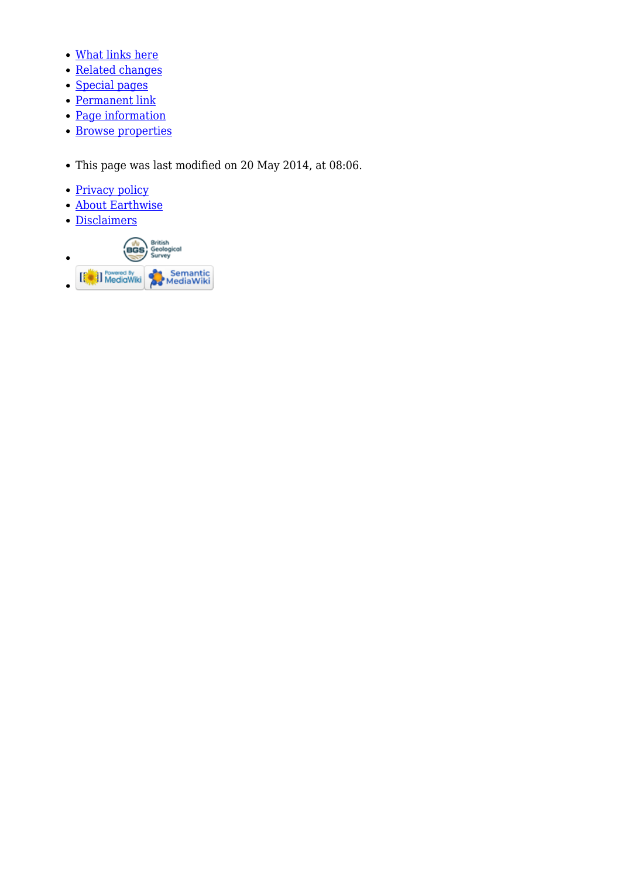- What links here
- Related changes
- Special pages
- Permanent link
- Page information
- Browse properties

- This page was last modified on 20 May 2014, at 08:06.

- Privacy policy
- About Earthwise
- Disclaimers